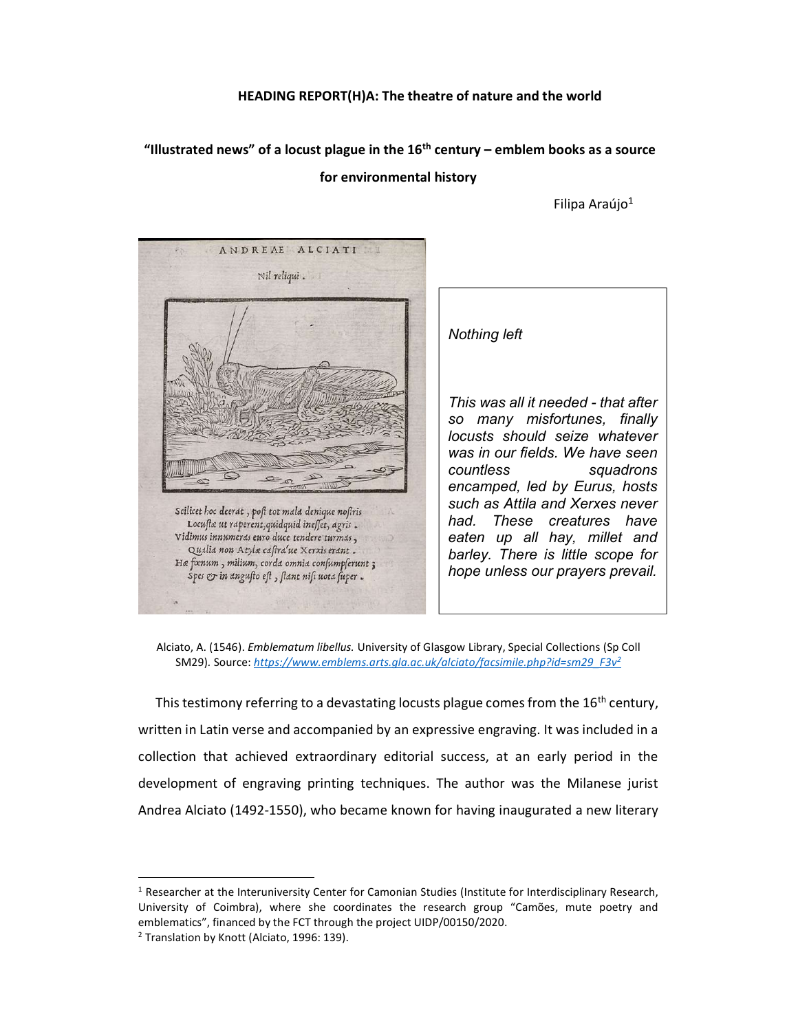**HEADING REPORT(H)A: The theatre of nature and the world**

# "Illustrated news" of a locust plague in the 16th century – emblem books as a source for environmental history

Filipa Araújo[1]

ANDREAE ALCIATI

Nil reliqui.

Scilicet hoc deerat, post tot mala denique nostris
Locustæ ut raperent, quidquid inesset, agris.
Vidimus innumeras euro duce tendere turmas,
Qualia non Atylæ castra'ue Xerxis erant.
Hæ fœnum, milium, corda omnia consumpserunt;
Spes & in angusto est, stant nisi uota super.

*Nothing left*

*This was all it needed - that after so many misfortunes, finally locusts should seize whatever was in our fields. We have seen countless squadrons encamped, led by Eurus, hosts such as Attila and Xerxes never had. These creatures have eaten up all hay, millet and barley. There is little scope for hope unless our prayers prevail.*

Alciato, A. (1546). *Emblematum libellus.* University of Glasgow Library, Special Collections (Sp Coll SM29). Source: https://www.emblems.arts.gla.ac.uk/alciato/facsimile.php?id=sm29_F3v[2]

This testimony referring to a devastating locusts plague comes from the 16th century, written in Latin verse and accompanied by an expressive engraving. It was included in a collection that achieved extraordinary editorial success, at an early period in the development of engraving printing techniques. The author was the Milanese jurist Andrea Alciato (1492-1550), who became known for having inaugurated a new literary

---

[1] Researcher at the Interuniversity Center for Camonian Studies (Institute for Interdisciplinary Research, University of Coimbra), where she coordinates the research group "Camões, mute poetry and emblematics", financed by the FCT through the project UIDP/00150/2020.

[2] Translation by Knott (Alciato, 1996: 139).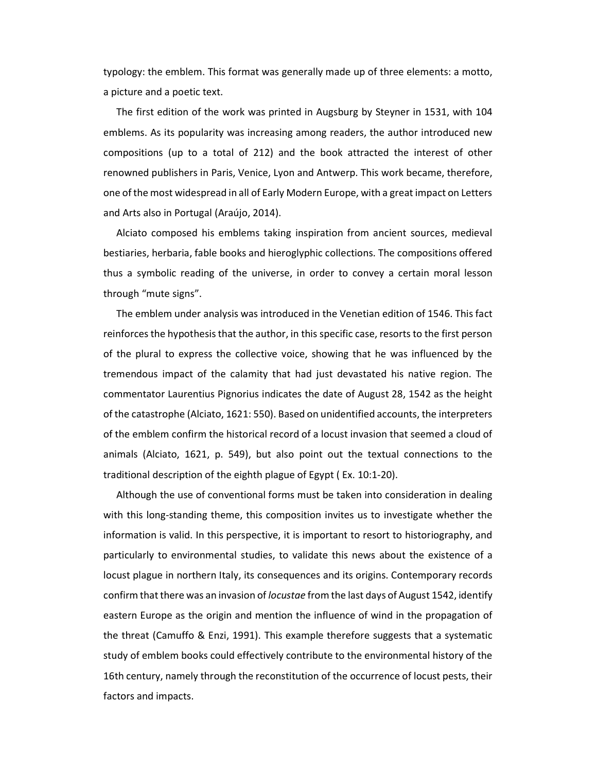typology: the emblem. This format was generally made up of three elements: a motto, a picture and a poetic text.

The first edition of the work was printed in Augsburg by Steyner in 1531, with 104 emblems. As its popularity was increasing among readers, the author introduced new compositions (up to a total of 212) and the book attracted the interest of other renowned publishers in Paris, Venice, Lyon and Antwerp. This work became, therefore, one of the most widespread in all of Early Modern Europe, with a great impact on Letters and Arts also in Portugal (Araújo, 2014).

Alciato composed his emblems taking inspiration from ancient sources, medieval bestiaries, herbaria, fable books and hieroglyphic collections. The compositions offered thus a symbolic reading of the universe, in order to convey a certain moral lesson through "mute signs".

The emblem under analysis was introduced in the Venetian edition of 1546. This fact reinforces the hypothesis that the author, in this specific case, resorts to the first person of the plural to express the collective voice, showing that he was influenced by the tremendous impact of the calamity that had just devastated his native region. The commentator Laurentius Pignorius indicates the date of August 28, 1542 as the height of the catastrophe (Alciato, 1621: 550). Based on unidentified accounts, the interpreters of the emblem confirm the historical record of a locust invasion that seemed a cloud of animals (Alciato, 1621, p. 549), but also point out the textual connections to the traditional description of the eighth plague of Egypt ( Ex. 10:1-20).

Although the use of conventional forms must be taken into consideration in dealing with this long-standing theme, this composition invites us to investigate whether the information is valid. In this perspective, it is important to resort to historiography, and particularly to environmental studies, to validate this news about the existence of a locust plague in northern Italy, its consequences and its origins. Contemporary records confirm that there was an invasion of *locustae* from the last days of August 1542, identify eastern Europe as the origin and mention the influence of wind in the propagation of the threat (Camuffo & Enzi, 1991). This example therefore suggests that a systematic study of emblem books could effectively contribute to the environmental history of the 16th century, namely through the reconstitution of the occurrence of locust pests, their factors and impacts.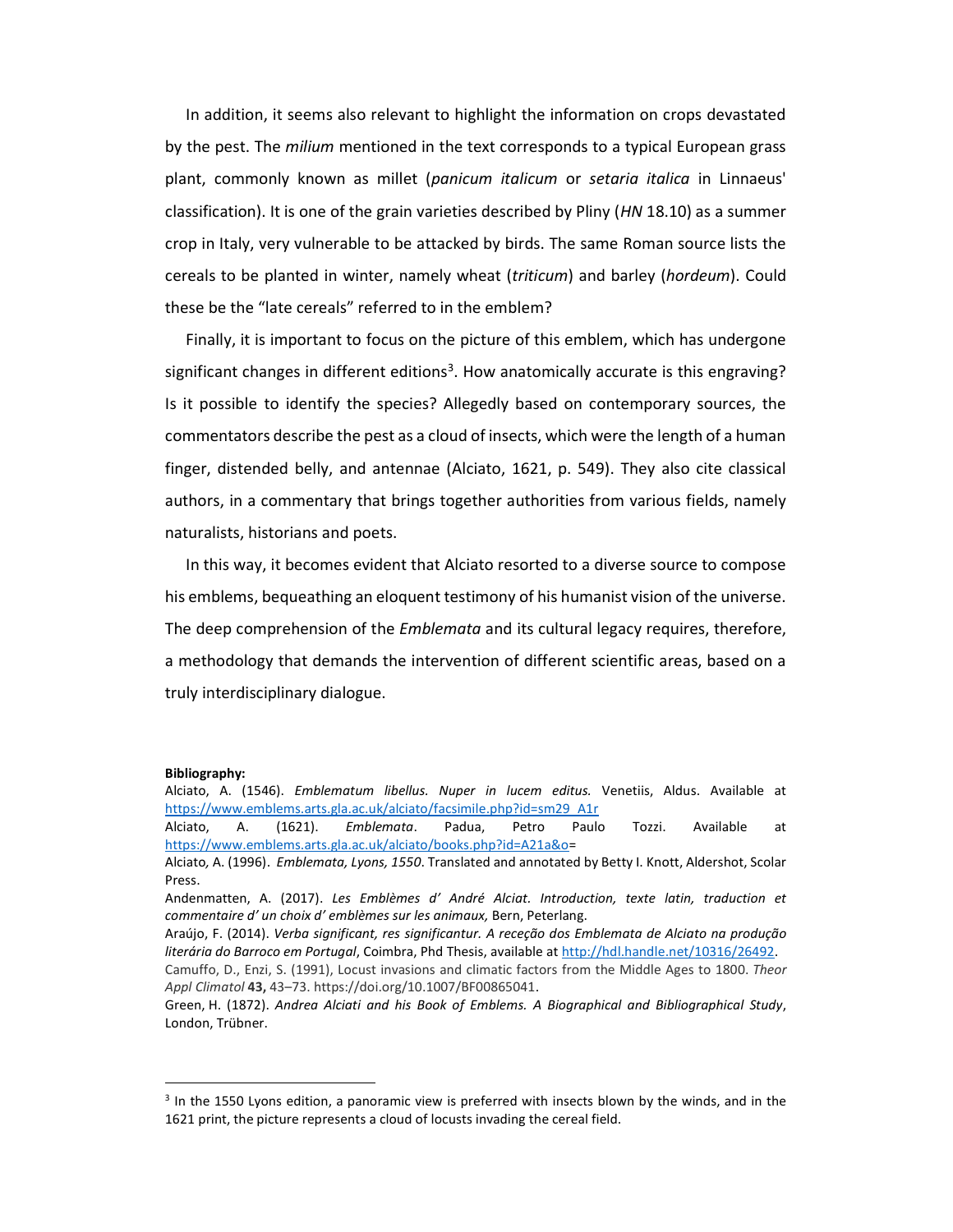In addition, it seems also relevant to highlight the information on crops devastated by the pest. The *milium* mentioned in the text corresponds to a typical European grass plant, commonly known as millet (*panicum italicum* or *setaria italica* in Linnaeus' classification). It is one of the grain varieties described by Pliny (*HN* 18.10) as a summer crop in Italy, very vulnerable to be attacked by birds. The same Roman source lists the cereals to be planted in winter, namely wheat (*triticum*) and barley (*hordeum*). Could these be the "late cereals" referred to in the emblem?

Finally, it is important to focus on the picture of this emblem, which has undergone significant changes in different editions[3]. How anatomically accurate is this engraving? Is it possible to identify the species? Allegedly based on contemporary sources, the commentators describe the pest as a cloud of insects, which were the length of a human finger, distended belly, and antennae (Alciato, 1621, p. 549). They also cite classical authors, in a commentary that brings together authorities from various fields, namely naturalists, historians and poets.

In this way, it becomes evident that Alciato resorted to a diverse source to compose his emblems, bequeathing an eloquent testimony of his humanist vision of the universe. The deep comprehension of the *Emblemata* and its cultural legacy requires, therefore, a methodology that demands the intervention of different scientific areas, based on a truly interdisciplinary dialogue.

**Bibliography:**

Alciato, A. (1546). *Emblematum libellus. Nuper in lucem editus.* Venetiis, Aldus. Available at https://www.emblems.arts.gla.ac.uk/alciato/facsimile.php?id=sm29_A1r

Alciato, A. (1621). *Emblemata*. Padua, Petro Paulo Tozzi. Available at https://www.emblems.arts.gla.ac.uk/alciato/books.php?id=A21a&o=

Alciato, A. (1996). *Emblemata, Lyons, 1550*. Translated and annotated by Betty I. Knott, Aldershot, Scolar Press.

Andenmatten, A. (2017). *Les Emblèmes d' André Alciat. Introduction, texte latin, traduction et commentaire d' un choix d' emblèmes sur les animaux,* Bern, Peterlang.

Araújo, F. (2014). *Verba significant, res significantur. A receção dos Emblemata de Alciato na produção literária do Barroco em Portugal*, Coimbra, Phd Thesis, available at http://hdl.handle.net/10316/26492.

Camuffo, D., Enzi, S. (1991), Locust invasions and climatic factors from the Middle Ages to 1800. *Theor Appl Climatol* **43,** 43–73. https://doi.org/10.1007/BF00865041.

Green, H. (1872). *Andrea Alciati and his Book of Emblems. A Biographical and Bibliographical Study*, London, Trübner.

[3] In the 1550 Lyons edition, a panoramic view is preferred with insects blown by the winds, and in the 1621 print, the picture represents a cloud of locusts invading the cereal field.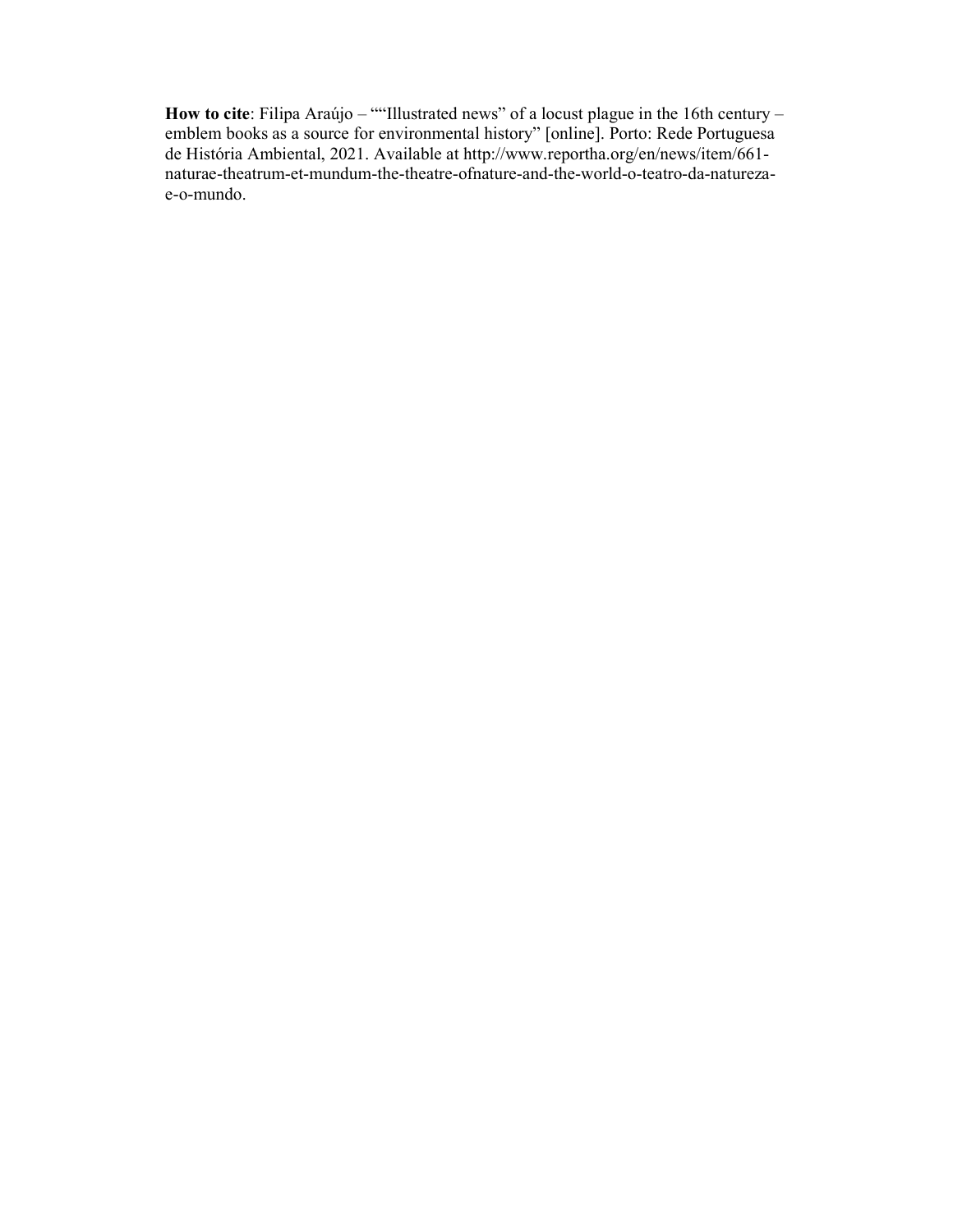**How to cite**: Filipa Araújo – ""Illustrated news" of a locust plague in the 16th century – emblem books as a source for environmental history" [online]. Porto: Rede Portuguesa de História Ambiental, 2021. Available at http://www.reportha.org/en/news/item/661-naturae-theatrum-et-mundum-the-theatre-ofnature-and-the-world-o-teatro-da-natureza-e-o-mundo.